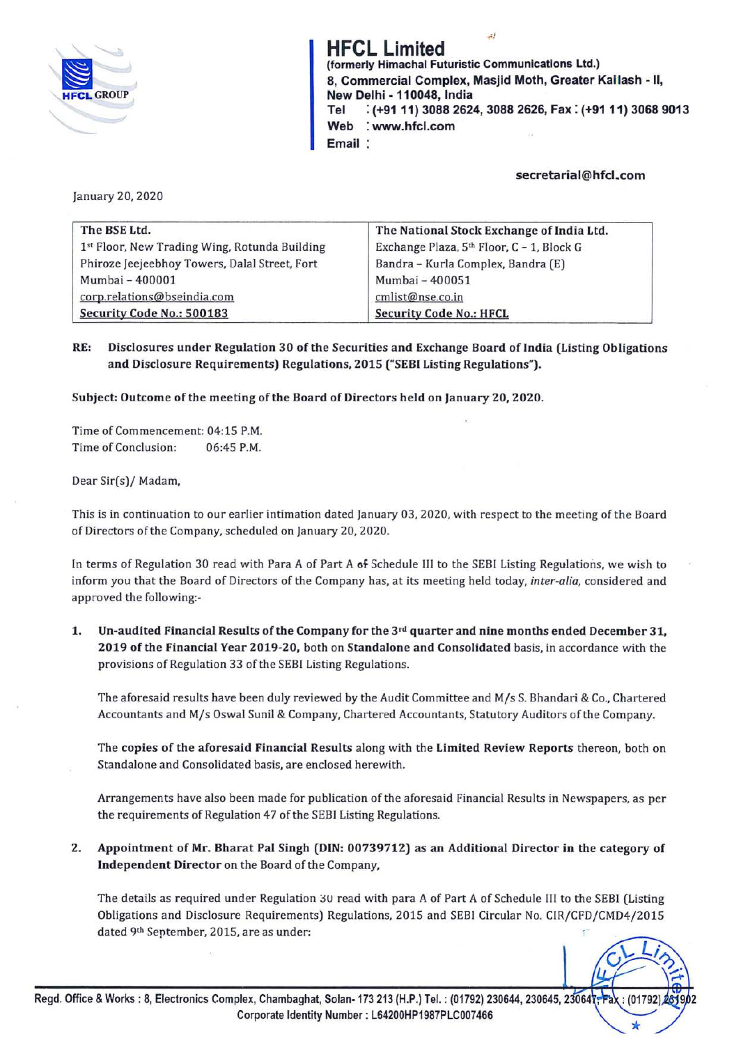# HFCL Limited

**(formerly Himachal Futuristic Communications Ltd.)**
**8, Commercial Complex, Masjid Moth, Greater Kailash - II,**
**New Delhi - 110048, India**
**Tel : (+91 11) 3088 2624, 3088 2626, Fax : (+91 11) 3068 9013**
**Web : www.hfcl.com**
**Email : secretarial@hfcl.com**

January 20, 2020

| The BSE Ltd. | The National Stock Exchange of India Ltd. |
|---|---|
| 1st Floor, New Trading Wing, Rotunda Building | Exchange Plaza, 5th Floor, C - 1, Block G |
| Phiroze Jeejeebhoy Towers, Dalal Street, Fort | Bandra – Kurla Complex, Bandra (E) |
| Mumbai – 400001 | Mumbai – 400051 |
| corp.relations@bseindia.com | cmlist@nse.co.in |
| **Security Code No.: 500183** | **Security Code No.: HFCL** |

**RE: Disclosures under Regulation 30 of the Securities and Exchange Board of India (Listing Obligations and Disclosure Requirements) Regulations, 2015 ("SEBI Listing Regulations").**

**Subject: Outcome of the meeting of the Board of Directors held on January 20, 2020.**

Time of Commencement: 04:15 P.M.
Time of Conclusion: 06:45 P.M.

Dear Sir(s)/ Madam,

This is in continuation to our earlier intimation dated January 03, 2020, with respect to the meeting of the Board of Directors of the Company, scheduled on January 20, 2020.

In terms of Regulation 30 read with Para A of Part A of Schedule III to the SEBI Listing Regulations, we wish to inform you that the Board of Directors of the Company has, at its meeting held today, *inter-alia*, considered and approved the following:-

1. **Un-audited Financial Results of the Company for the 3rd quarter and nine months ended December 31, 2019 of the Financial Year 2019-20,** both on **Standalone and Consolidated** basis, in accordance with the provisions of Regulation 33 of the SEBI Listing Regulations.

   The aforesaid results have been duly reviewed by the Audit Committee and M/s S. Bhandari & Co., Chartered Accountants and M/s Oswal Sunil & Company, Chartered Accountants, Statutory Auditors of the Company.

   The **copies of the aforesaid Financial Results** along with the **Limited Review Reports** thereon, both on Standalone and Consolidated basis, are enclosed herewith.

   Arrangements have also been made for publication of the aforesaid Financial Results in Newspapers, as per the requirements of Regulation 47 of the SEBI Listing Regulations.

2. **Appointment of Mr. Bharat Pal Singh (DIN: 00739712) as an Additional Director in the category of Independent Director** on the Board of the Company,

   The details as required under Regulation 30 read with para A of Part A of Schedule III to the SEBI (Listing Obligations and Disclosure Requirements) Regulations, 2015 and SEBI Circular No. CIR/CFD/CMD4/2015 dated 9th September, 2015, are as under:

Regd. Office & Works : 8, Electronics Complex, Chambaghat, Solan- 173 213 (H.P.) Tel. : (01792) 230644, 230645, 230647, Fax : (01792) 231902
Corporate Identity Number : L64200HP1987PLC007466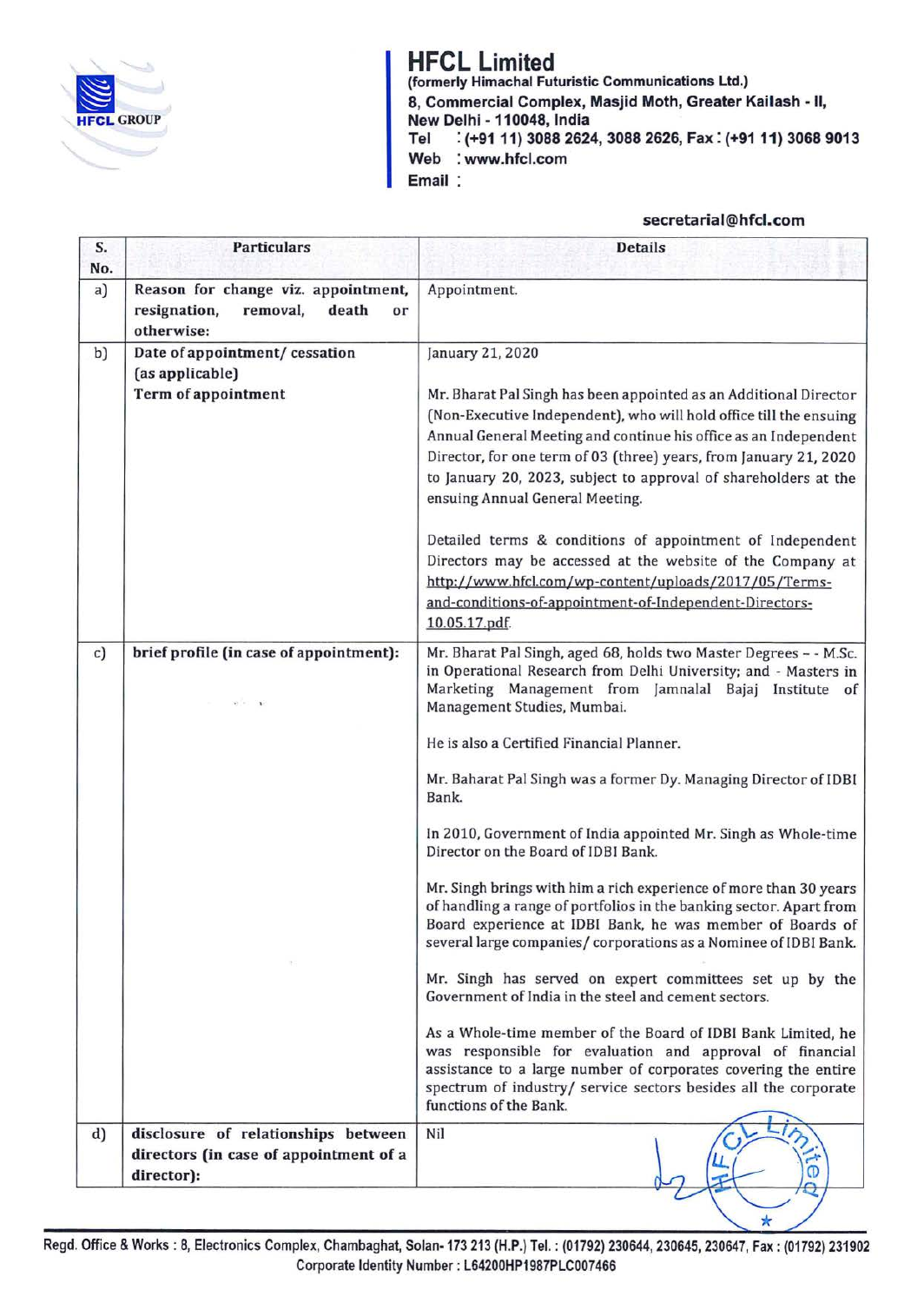# HFCL Limited

**(formerly Himachal Futuristic Communications Ltd.)**
**8, Commercial Complex, Masjid Moth, Greater Kailash - II, New Delhi - 110048, India**
**Tel : (+91 11) 3088 2624, 3088 2626, Fax : (+91 11) 3068 9013**
**Web : www.hfcl.com**
**Email : secretarial@hfcl.com**

| S. No. | Particulars | Details |
|---|---|---|
| a) | **Reason for change viz. appointment, resignation, removal, death or otherwise:** | Appointment. |
| b) | **Date of appointment/ cessation (as applicable)**<br><br>**Term of appointment** | January 21, 2020<br><br>Mr. Bharat Pal Singh has been appointed as an Additional Director (Non-Executive Independent), who will hold office till the ensuing Annual General Meeting and continue his office as an Independent Director, for one term of 03 (three) years, from January 21, 2020 to January 20, 2023, subject to approval of shareholders at the ensuing Annual General Meeting.<br><br>Detailed terms & conditions of appointment of Independent Directors may be accessed at the website of the Company at http://www.hfcl.com/wp-content/uploads/2017/05/Terms-and-conditions-of-appointment-of-Independent-Directors-10.05.17.pdf. |
| c) | **brief profile (in case of appointment):** | Mr. Bharat Pal Singh, aged 68, holds two Master Degrees - - M.Sc. in Operational Research from Delhi University; and - Masters in Marketing Management from Jamnalal Bajaj Institute of Management Studies, Mumbai.<br><br>He is also a Certified Financial Planner.<br><br>Mr. Baharat Pal Singh was a former Dy. Managing Director of IDBI Bank.<br><br>In 2010, Government of India appointed Mr. Singh as Whole-time Director on the Board of IDBI Bank.<br><br>Mr. Singh brings with him a rich experience of more than 30 years of handling a range of portfolios in the banking sector. Apart from Board experience at IDBI Bank, he was member of Boards of several large companies/ corporations as a Nominee of IDBI Bank.<br><br>Mr. Singh has served on expert committees set up by the Government of India in the steel and cement sectors.<br><br>As a Whole-time member of the Board of IDBI Bank Limited, he was responsible for evaluation and approval of financial assistance to a large number of corporates covering the entire spectrum of industry/ service sectors besides all the corporate functions of the Bank. |
| d) | **disclosure of relationships between directors (in case of appointment of a director):** | Nil |

Regd. Office & Works : 8, Electronics Complex, Chambaghat, Solan- 173 213 (H.P.) Tel. : (01792) 230644, 230645, 230647, Fax : (01792) 231902
Corporate Identity Number : L64200HP1987PLC007466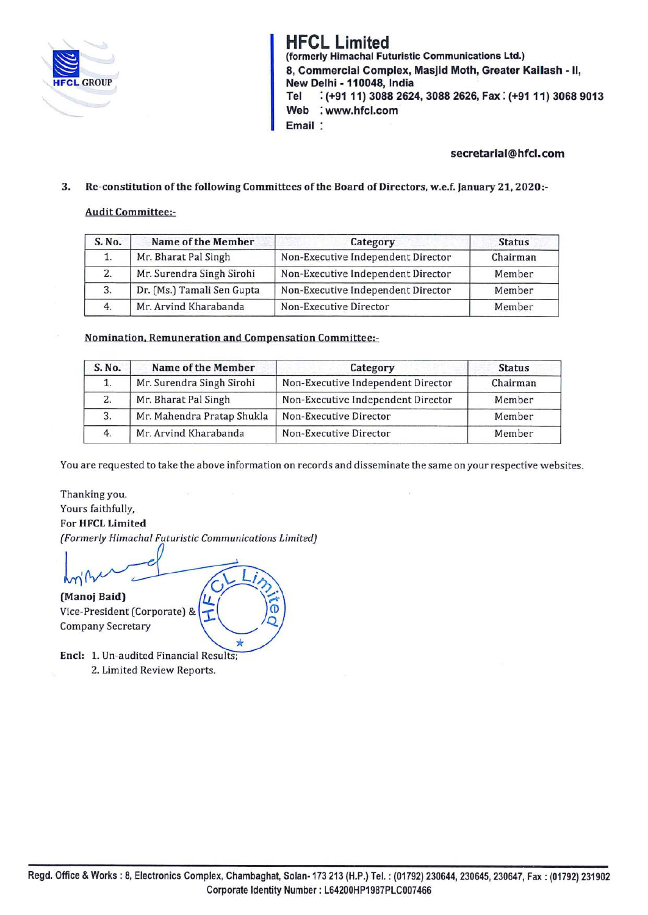**HFCL Limited**
**(formerly Himachal Futuristic Communications Ltd.)**
**8, Commercial Complex, Masjid Moth, Greater Kailash - II,**
**New Delhi - 110048, India**
**Tel : (+91 11) 3088 2624, 3088 2626, Fax : (+91 11) 3068 9013**
**Web : www.hfcl.com**
**Email :**

**secretarial@hfcl.com**

**3. Re-constitution of the following Committees of the Board of Directors, w.e.f. January 21, 2020:-**

**Audit Committee:-**

| S. No. | Name of the Member | Category | Status |
|---|---|---|---|
| 1. | Mr. Bharat Pal Singh | Non-Executive Independent Director | Chairman |
| 2. | Mr. Surendra Singh Sirohi | Non-Executive Independent Director | Member |
| 3. | Dr. (Ms.) Tamali Sen Gupta | Non-Executive Independent Director | Member |
| 4. | Mr. Arvind Kharabanda | Non-Executive Director | Member |

**Nomination, Remuneration and Compensation Committee:-**

| S. No. | Name of the Member | Category | Status |
|---|---|---|---|
| 1. | Mr. Surendra Singh Sirohi | Non-Executive Independent Director | Chairman |
| 2. | Mr. Bharat Pal Singh | Non-Executive Independent Director | Member |
| 3. | Mr. Mahendra Pratap Shukla | Non-Executive Director | Member |
| 4. | Mr. Arvind Kharabanda | Non-Executive Director | Member |

You are requested to take the above information on records and disseminate the same on your respective websites.

Thanking you.
Yours faithfully,
For **HFCL Limited**
*(Formerly Himachal Futuristic Communications Limited)*

**(Manoj Baid)**
Vice-President (Corporate) &
Company Secretary

**Encl:** 1. Un-audited Financial Results;
2. Limited Review Reports.

Regd. Office & Works : 8, Electronics Complex, Chambaghat, Solan- 173 213 (H.P.) Tel. : (01792) 230644, 230645, 230647, Fax : (01792) 231902
Corporate Identity Number : L64200HP1987PLC007466